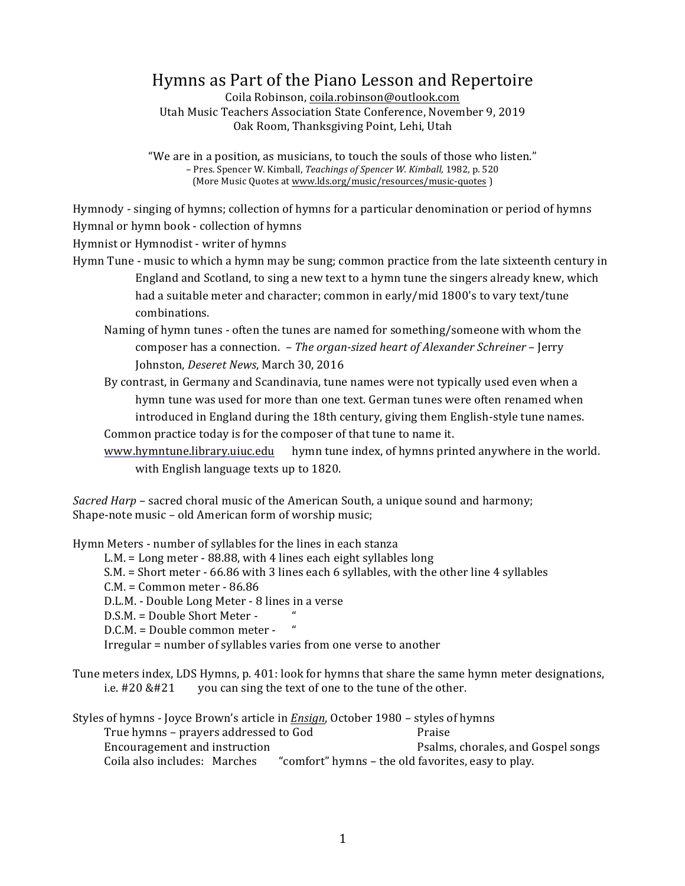# Hymns as Part of the Piano Lesson and Repertoire

Coila Robinson, coila.robinson@outlook.com
Utah Music Teachers Association State Conference, November 9, 2019
Oak Room, Thanksgiving Point, Lehi, Utah

"We are in a position, as musicians, to touch the souls of those who listen."
– Pres. Spencer W. Kimball, *Teachings of Spencer W. Kimball*, 1982, p. 520
(More Music Quotes at www.lds.org/music/resources/music-quotes )

Hymnody - singing of hymns; collection of hymns for a particular denomination or period of hymns

Hymnal or hymn book - collection of hymns

Hymnist or Hymnodist - writer of hymns

Hymn Tune - music to which a hymn may be sung; common practice from the late sixteenth century in England and Scotland, to sing a new text to a hymn tune the singers already knew, which had a suitable meter and character; common in early/mid 1800's to vary text/tune combinations.

- Naming of hymn tunes - often the tunes are named for something/someone with whom the composer has a connection. – *The organ-sized heart of Alexander Schreiner* – Jerry Johnston, *Deseret News*, March 30, 2016
- By contrast, in Germany and Scandinavia, tune names were not typically used even when a hymn tune was used for more than one text. German tunes were often renamed when introduced in England during the 18th century, giving them English-style tune names.
- Common practice today is for the composer of that tune to name it.
- www.hymntune.library.uiuc.edu hymn tune index, of hymns printed anywhere in the world. with English language texts up to 1820.

*Sacred Harp* – sacred choral music of the American South, a unique sound and harmony;
Shape-note music – old American form of worship music;

Hymn Meters - number of syllables for the lines in each stanza

- L.M. = Long meter - 88.88, with 4 lines each eight syllables long
- S.M. = Short meter - 66.86 with 3 lines each 6 syllables, with the other line 4 syllables
- C.M. = Common meter - 86.86
- D.L.M. - Double Long Meter - 8 lines in a verse
- D.S.M. = Double Short Meter - "
- D.C.M. = Double common meter - "
- Irregular = number of syllables varies from one verse to another

Tune meters index, LDS Hymns, p. 401: look for hymns that share the same hymn meter designations, i.e. #20 &#21 you can sing the text of one to the tune of the other.

Styles of hymns - Joyce Brown's article in ***Ensign***, October 1980 – styles of hymns

- True hymns – prayers addressed to God
- Praise
- Encouragement and instruction
- Psalms, chorales, and Gospel songs
- Coila also includes: Marches "comfort" hymns – the old favorites, easy to play.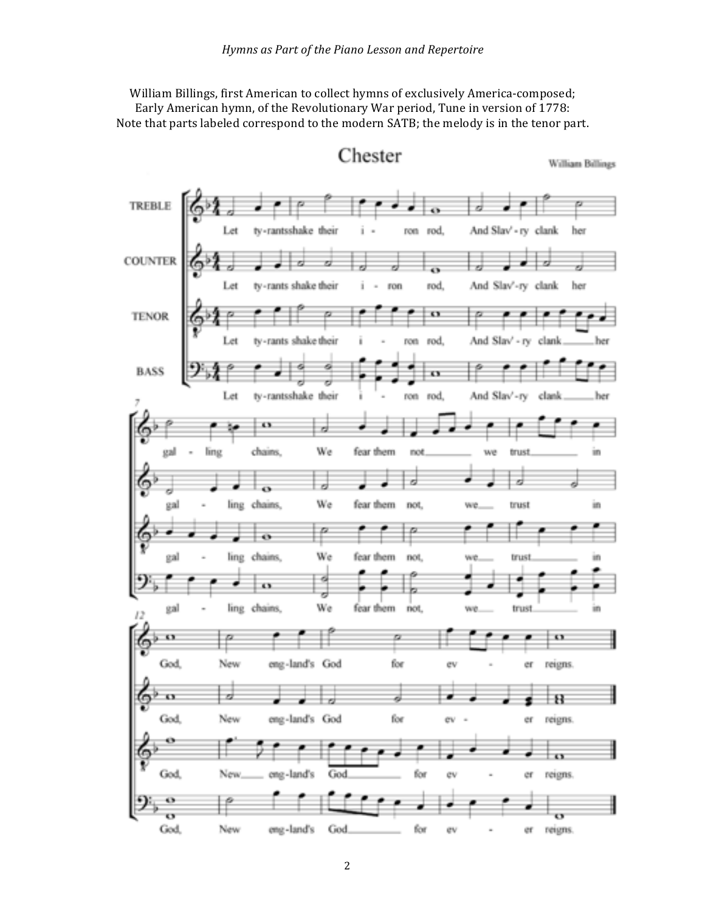William Billings, first American to collect hymns of exclusively America-composed;
Early American hymn, of the Revolutionary War period, Tune in version of 1778:
Note that parts labeled correspond to the modern SATB; the melody is in the tenor part.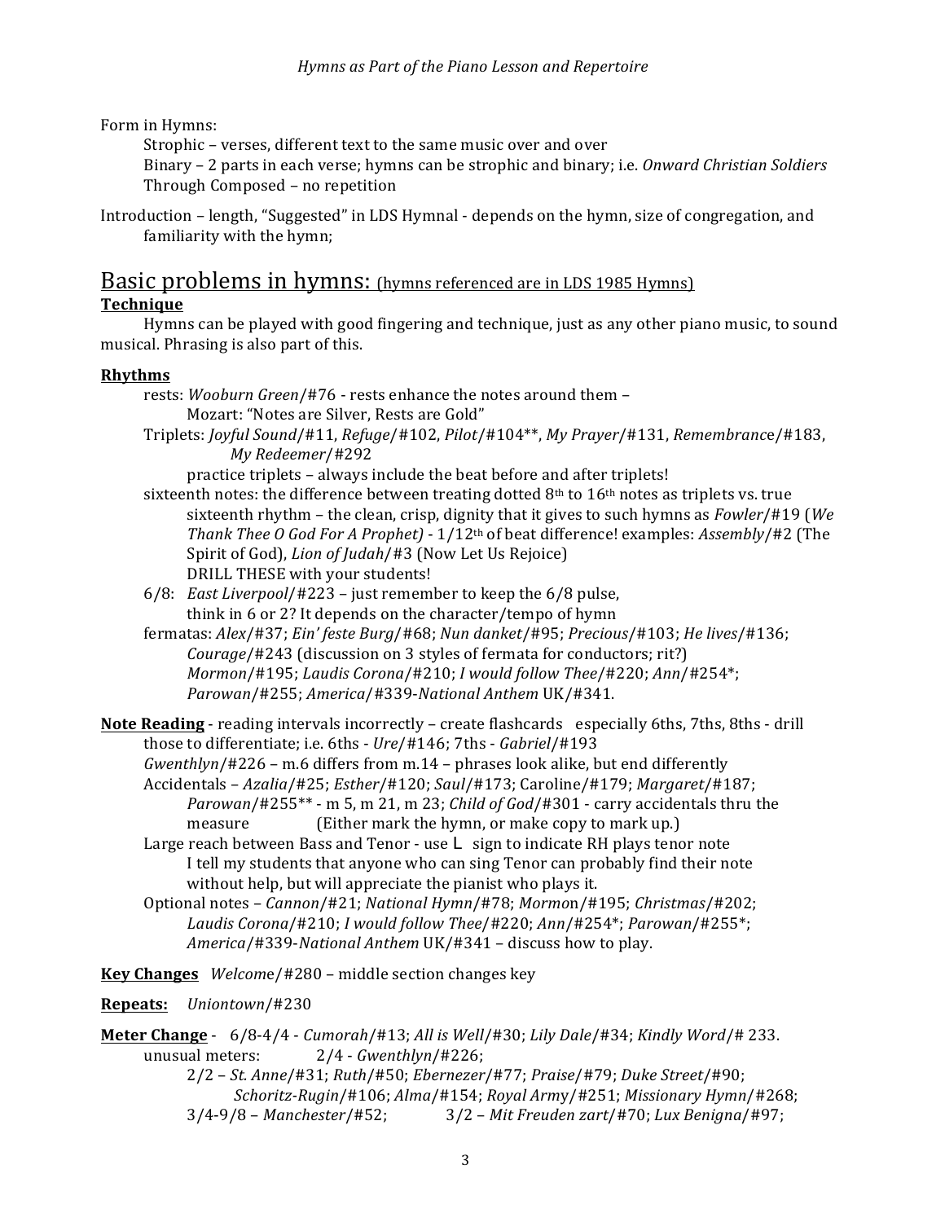Form in Hymns:

Strophic – verses, different text to the same music over and over

Binary – 2 parts in each verse; hymns can be strophic and binary; i.e. *Onward Christian Soldiers*

Through Composed – no repetition

Introduction – length, "Suggested" in LDS Hymnal - depends on the hymn, size of congregation, and familiarity with the hymn;

## Basic problems in hymns: (hymns referenced are in LDS 1985 Hymns)

### Technique

Hymns can be played with good fingering and technique, just as any other piano music, to sound musical. Phrasing is also part of this.

### Rhythms

rests: *Wooburn Green*/#76 - rests enhance the notes around them –
  Mozart: "Notes are Silver, Rests are Gold"

Triplets: *Joyful Sound*/#11, *Refuge*/#102, *Pilot*/#104**, *My Prayer*/#131, *Remembrance*/#183, *My Redeemer*/#292
  practice triplets – always include the beat before and after triplets!

sixteenth notes: the difference between treating dotted 8th to 16th notes as triplets vs. true sixteenth rhythm – the clean, crisp, dignity that it gives to such hymns as *Fowler*/#19 (*We Thank Thee O God For A Prophet)* - 1/12th of beat difference! examples: *Assembly*/#2 (The Spirit of God), *Lion of Judah*/#3 (Now Let Us Rejoice)
  DRILL THESE with your students!

6/8: *East Liverpool*/#223 – just remember to keep the 6/8 pulse,
  think in 6 or 2? It depends on the character/tempo of hymn

fermatas: *Alex*/#37; *Ein' feste Burg*/#68; *Nun danket*/#95; *Precious*/#103; *He lives*/#136; *Courage*/#243 (discussion on 3 styles of fermata for conductors; rit?) *Mormon*/#195; *Laudis Corona*/#210; *I would follow Thee*/#220; *Ann*/#254*; *Parowan*/#255; *America*/#339-*National Anthem* UK/#341.

**Note Reading** - reading intervals incorrectly – create flashcards especially 6ths, 7ths, 8ths - drill those to differentiate; i.e. 6ths - *Ure*/#146; 7ths - *Gabriel*/#193

*Gwenthlyn*/#226 – m.6 differs from m.14 – phrases look alike, but end differently

Accidentals – *Azalia*/#25; *Esther*/#120; *Saul*/#173; Caroline/#179; *Margaret*/#187; *Parowan*/#255** - m 5, m 21, m 23; *Child of God*/#301 - carry accidentals thru the measure (Either mark the hymn, or make copy to mark up.)

Large reach between Bass and Tenor - use L sign to indicate RH plays tenor note
  I tell my students that anyone who can sing Tenor can probably find their note without help, but will appreciate the pianist who plays it.

Optional notes – *Cannon*/#21; *National Hymn*/#78; *Mormon*/#195; *Christmas*/#202; *Laudis Corona*/#210; *I would follow Thee*/#220; *Ann*/#254*; *Parowan*/#255*; *America*/#339-*National Anthem* UK/#341 – discuss how to play.

**Key Changes** *Welcome*/#280 – middle section changes key

**Repeats:** *Uniontown*/#230

**Meter Change** - 6/8-4/4 - *Cumorah*/#13; *All is Well*/#30; *Lily Dale*/#34; *Kindly Word*/# 233.

unusual meters: 2/4 - *Gwenthlyn*/#226;

2/2 – *St. Anne*/#31; *Ruth*/#50; *Ebernezer*/#77; *Praise*/#79; *Duke Street*/#90; *Schoritz-Rugin*/#106; *Alma*/#154; *Royal Army*/#251; *Missionary Hymn*/#268;

3/4-9/8 – *Manchester*/#52; 3/2 – *Mit Freuden zart*/#70; *Lux Benigna*/#97;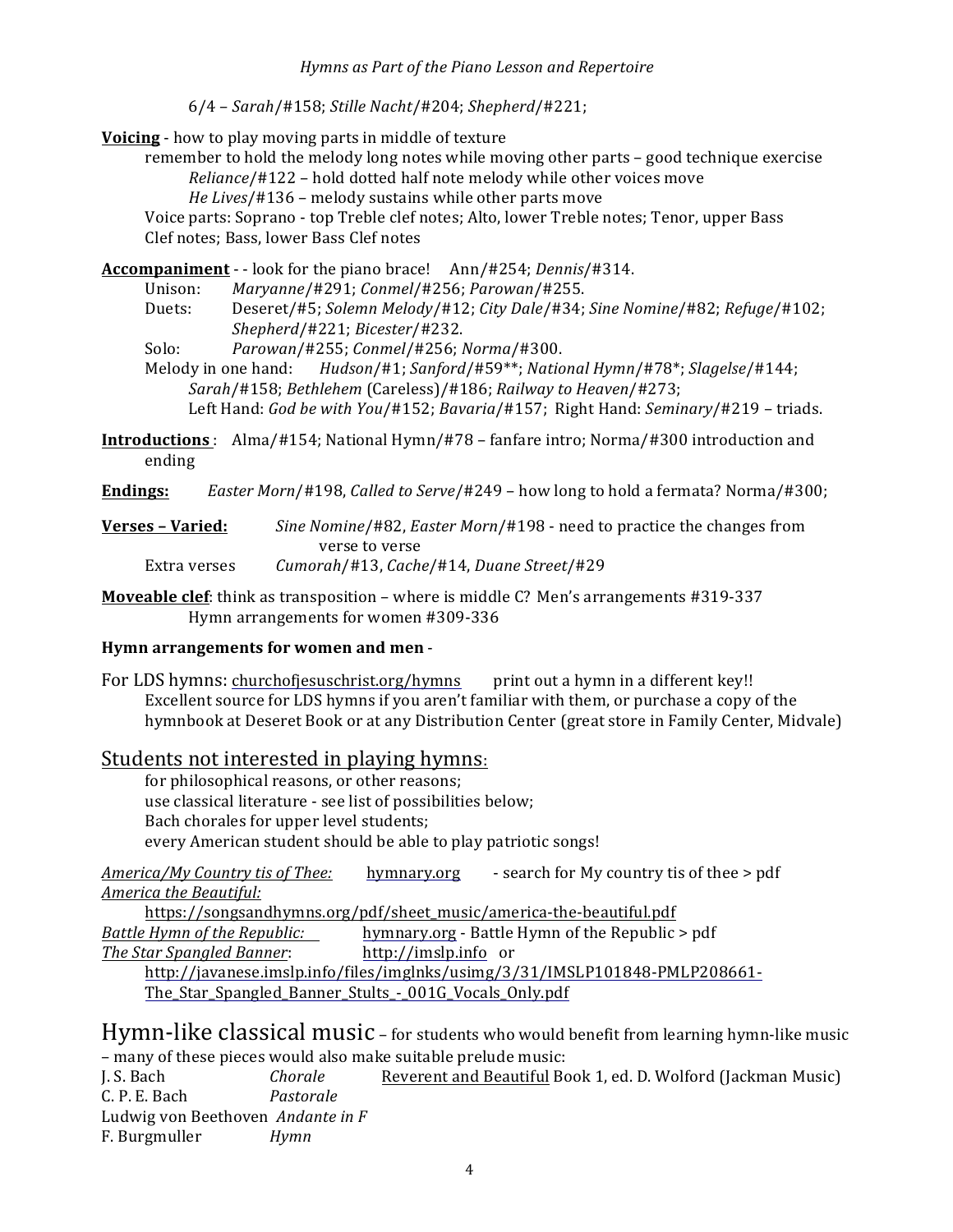6/4 – *Sarah*/#158; *Stille Nacht*/#204; *Shepherd*/#221;

**Voicing** - how to play moving parts in middle of texture

remember to hold the melody long notes while moving other parts – good technique exercise

*Reliance*/#122 – hold dotted half note melody while other voices move

*He Lives*/#136 – melody sustains while other parts move

Voice parts: Soprano - top Treble clef notes; Alto, lower Treble notes; Tenor, upper Bass Clef notes; Bass, lower Bass Clef notes

**Accompaniment** - - look for the piano brace! Ann/#254; *Dennis*/#314.

Unison: *Maryanne*/#291; *Conmel*/#256; *Parowan*/#255.

Duets: Deseret/#5; *Solemn Melody*/#12; *City Dale*/#34; *Sine Nomine*/#82; *Refuge*/#102; *Shepherd*/#221; *Bicester*/#232.

Solo: *Parowan*/#255; *Conmel*/#256; *Norma*/#300.

Melody in one hand: *Hudson*/#1; *Sanford*/#59**; *National Hymn*/#78*; *Slagelse*/#144; *Sarah*/#158; *Bethlehem* (Careless)/#186; *Railway to Heaven*/#273;

Left Hand: *God be with You*/#152; *Bavaria*/#157; Right Hand: *Seminary*/#219 – triads.

**Introductions**: Alma/#154; National Hymn/#78 – fanfare intro; Norma/#300 introduction and ending

**Endings:** *Easter Morn*/#198, *Called to Serve*/#249 – how long to hold a fermata? Norma/#300;

**Verses – Varied:** *Sine Nomine*/#82, *Easter Morn*/#198 - need to practice the changes from verse to verse

Extra verses *Cumorah*/#13, *Cache*/#14, *Duane Street*/#29

**Moveable clef**: think as transposition – where is middle C? Men's arrangements #319-337

Hymn arrangements for women #309-336

**Hymn arrangements for women and men** -

For LDS hymns: churchofjesuschrist.org/hymns print out a hymn in a different key!!

Excellent source for LDS hymns if you aren't familiar with them, or purchase a copy of the hymnbook at Deseret Book or at any Distribution Center (great store in Family Center, Midvale)

## Students not interested in playing hymns:

for philosophical reasons, or other reasons;

use classical literature - see list of possibilities below;

Bach chorales for upper level students;

every American student should be able to play patriotic songs!

*America/My Country tis of Thee:* hymnary.org - search for My country tis of thee > pdf

*America the Beautiful:*

https://songsandhymns.org/pdf/sheet_music/america-the-beautiful.pdf

*Battle Hymn of the Republic:* hymnary.org - Battle Hymn of the Republic > pdf

*The Star Spangled Banner*: http://imslp.info or

http://javanese.imslp.info/files/imglnks/usimg/3/31/IMSLP101848-PMLP208661-The_Star_Spangled_Banner_Stults_-_001G_Vocals_Only.pdf

## Hymn-like classical music – for students who would benefit from learning hymn-like music – many of these pieces would also make suitable prelude music:

J. S. Bach *Chorale* Reverent and Beautiful Book 1, ed. D. Wolford (Jackman Music)

C. P. E. Bach *Pastorale*

Ludwig von Beethoven *Andante in F*

F. Burgmuller *Hymn*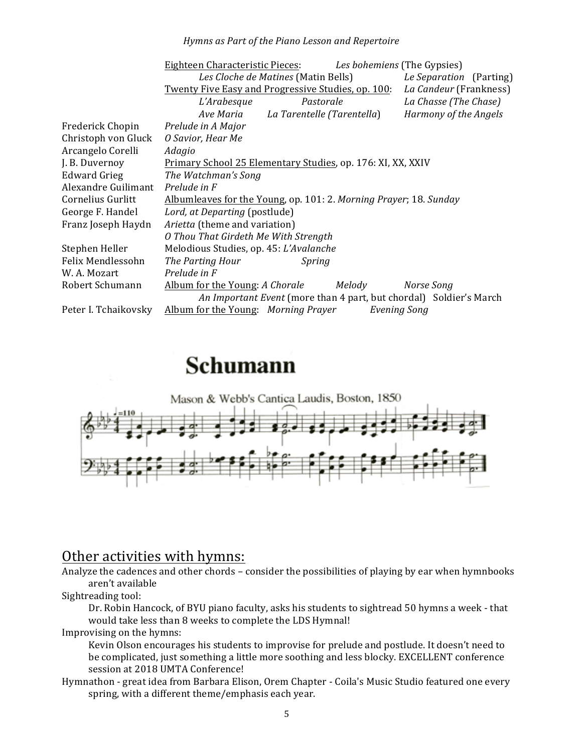| | |
|---|---|
| | <u>Eighteen Characteristic Pieces</u>: *Les bohemiens* (The Gypsies) |
| | *Les Cloche de Matines* (Matin Bells) *Le Separation* (Parting) |
| | <u>Twenty Five Easy and Progressive Studies, op. 100</u>: *La Candeur* (Frankness) |
| | *L'Arabesque* *Pastorale* *La Chasse (The Chase)* |
| | *Ave Maria* *La Tarentelle (Tarentella)* *Harmony of the Angels* |
| Frederick Chopin | *Prelude in A Major* |
| Christoph von Gluck | *O Savior, Hear Me* |
| Arcangelo Corelli | *Adagio* |
| J. B. Duvernoy | <u>Primary School 25 Elementary Studies</u>, op. 176: XI, XX, XXIV |
| Edward Grieg | *The Watchman's Song* |
| Alexandre Guilimant | *Prelude in F* |
| Cornelius Gurlitt | <u>Albumleaves for the Young</u>, op. 101: 2. *Morning Prayer*; 18. *Sunday* |
| George F. Handel | *Lord, at Departing* (postlude) |
| Franz Joseph Haydn | *Arietta* (theme and variation) |
| | *O Thou That Girdeth Me With Strength* |
| Stephen Heller | Melodious Studies, op. 45: *L'Avalanche* |
| Felix Mendlessohn | *The Parting Hour* *Spring* |
| W. A. Mozart | *Prelude in F* |
| Robert Schumann | <u>Album for the Young</u>: *A Chorale* *Melody* *Norse Song* |
| | *An Important Event* (more than 4 part, but chordal) Soldier's March |
| Peter I. Tchaikovsky | <u>Album for the Young</u>: *Morning Prayer* *Evening Song* |

**Schumann**

Mason & Webb's Cantica Laudis, Boston, 1850

## <u>Other activities with hymns:</u>

Analyze the cadences and other chords – consider the possibilities of playing by ear when hymnbooks aren't available

Sightreading tool:

Dr. Robin Hancock, of BYU piano faculty, asks his students to sightread 50 hymns a week - that would take less than 8 weeks to complete the LDS Hymnal!

Improvising on the hymns:

Kevin Olson encourages his students to improvise for prelude and postlude. It doesn't need to be complicated, just something a little more soothing and less blocky. EXCELLENT conference session at 2018 UMTA Conference!

Hymnathon - great idea from Barbara Elison, Orem Chapter - Coila's Music Studio featured one every spring, with a different theme/emphasis each year.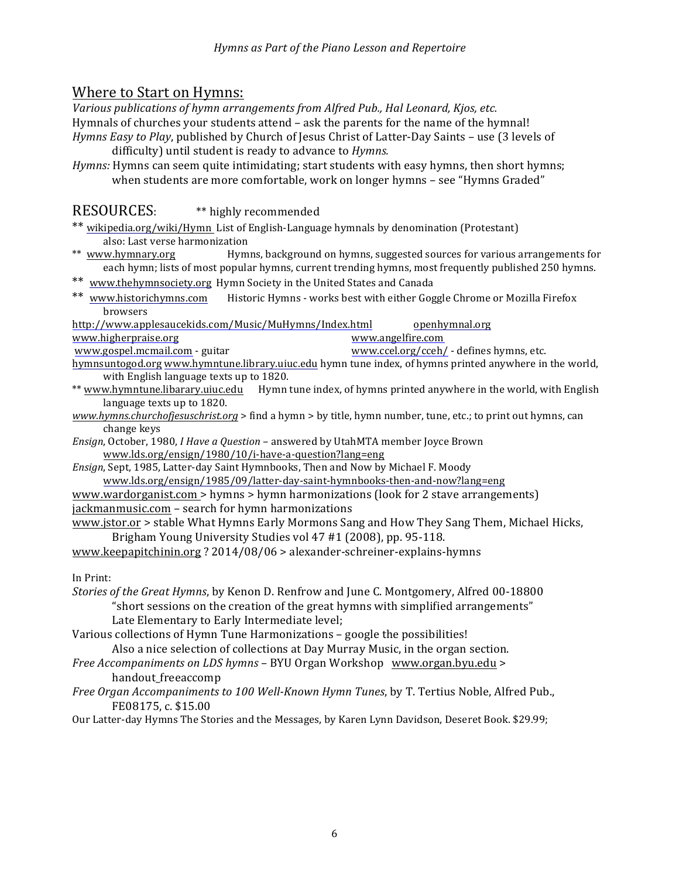## Where to Start on Hymns:

*Various publications of hymn arrangements from Alfred Pub., Hal Leonard, Kjos, etc.*

Hymnals of churches your students attend – ask the parents for the name of the hymnal!

*Hymns Easy to Play*, published by Church of Jesus Christ of Latter-Day Saints – use (3 levels of difficulty) until student is ready to advance to *Hymns.*

*Hymns:* Hymns can seem quite intimidating; start students with easy hymns, then short hymns; when students are more comfortable, work on longer hymns – see "Hymns Graded"

## RESOURCES: ** highly recommended

** wikipedia.org/wiki/Hymn List of English-Language hymnals by denomination (Protestant)
also: Last verse harmonization

** www.hymnary.org Hymns, background on hymns, suggested sources for various arrangements for each hymn; lists of most popular hymns, current trending hymns, most frequently published 250 hymns.

** www.thehymnsociety.org Hymn Society in the United States and Canada

** www.historichymns.com Historic Hymns - works best with either Goggle Chrome or Mozilla Firefox browsers

http://www.applesaucekids.com/Music/MuHymns/Index.html

openhymnal.org

www.higherpraise.org

www.angelfire.com

www.gospel.mcmail.com - guitar

www.ccel.org/cceh/ - defines hymns, etc.

hymnsuntogod.org www.hymntune.library.uiuc.edu hymn tune index, of hymns printed anywhere in the world, with English language texts up to 1820.

** www.hymntune.libarary.uiuc.edu Hymn tune index, of hymns printed anywhere in the world, with English language texts up to 1820.

*www.hymns.churchofjesuschrist.org* > find a hymn > by title, hymn number, tune, etc.; to print out hymns, can change keys

*Ensign*, October, 1980, *I Have a Question* – answered by UtahMTA member Joyce Brown
www.lds.org/ensign/1980/10/i-have-a-question?lang=eng

*Ensign*, Sept, 1985, Latter-day Saint Hymnbooks, Then and Now by Michael F. Moody
www.lds.org/ensign/1985/09/latter-day-saint-hymnbooks-then-and-now?lang=eng

www.wardorganist.com > hymns > hymn harmonizations (look for 2 stave arrangements)

jackmanmusic.com – search for hymn harmonizations

www.jstor.or > stable What Hymns Early Mormons Sang and How They Sang Them, Michael Hicks, Brigham Young University Studies vol 47 #1 (2008), pp. 95-118.

www.keepapitchinin.org ? 2014/08/06 > alexander-schreiner-explains-hymns

In Print:

*Stories of the Great Hymns*, by Kenon D. Renfrow and June C. Montgomery, Alfred 00-18800
"short sessions on the creation of the great hymns with simplified arrangements"
Late Elementary to Early Intermediate level;

Various collections of Hymn Tune Harmonizations – google the possibilities!
Also a nice selection of collections at Day Murray Music, in the organ section.

*Free Accompaniments on LDS hymns* – BYU Organ Workshop www.organ.byu.edu > handout_freeaccomp

*Free Organ Accompaniments to 100 Well-Known Hymn Tunes*, by T. Tertius Noble, Alfred Pub., FE08175, c. $15.00

Our Latter-day Hymns The Stories and the Messages, by Karen Lynn Davidson, Deseret Book. $29.99;